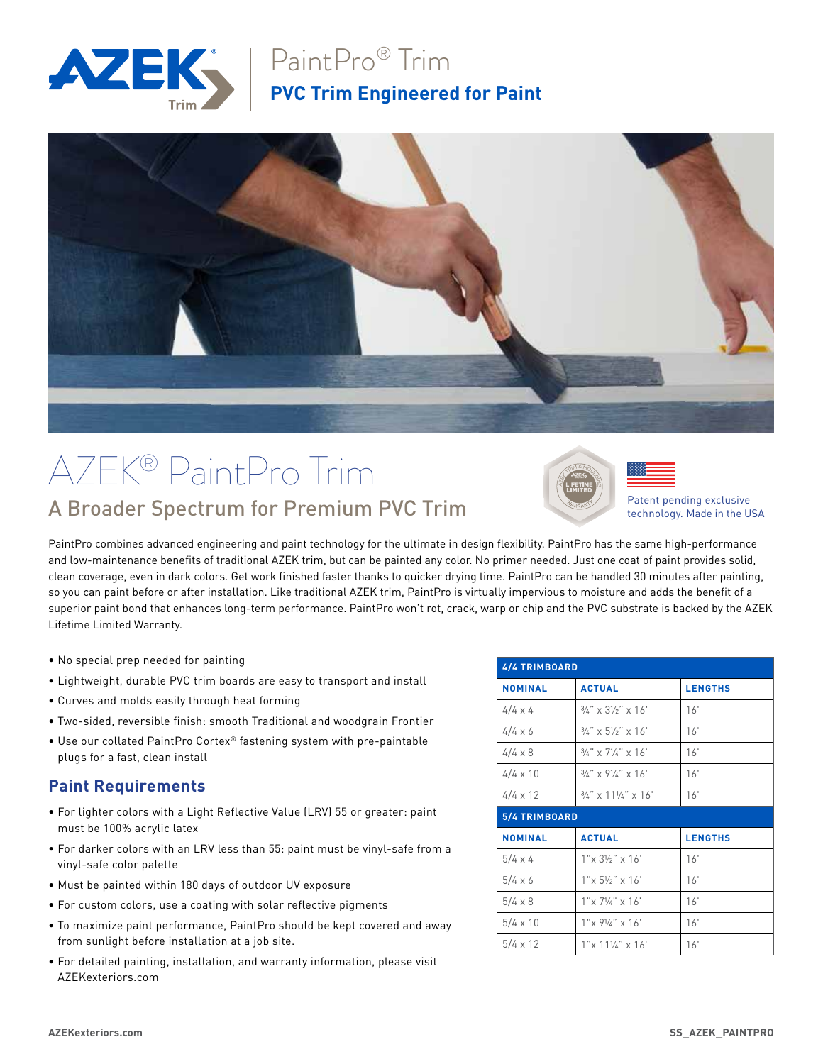# AZEK® Trim

## PaintPro® Trim

**PVC Trim Engineered for Paint**

# AZEK® PaintPro Trim

## A Broader Spectrum for Premium PVC Trim

AZEK Trim & Moulding Lifetime Limited Warranty

Patent pending exclusive technology. Made in the USA

PaintPro combines advanced engineering and paint technology for the ultimate in design flexibility. PaintPro has the same high-performance and low-maintenance benefits of traditional AZEK trim, but can be painted any color. No primer needed. Just one coat of paint provides solid, clean coverage, even in dark colors. Get work finished faster thanks to quicker drying time. PaintPro can be handled 30 minutes after painting, so you can paint before or after installation. Like traditional AZEK trim, PaintPro is virtually impervious to moisture and adds the benefit of a superior paint bond that enhances long-term performance. PaintPro won't rot, crack, warp or chip and the PVC substrate is backed by the AZEK Lifetime Limited Warranty.

- No special prep needed for painting
- Lightweight, durable PVC trim boards are easy to transport and install
- Curves and molds easily through heat forming
- Two-sided, reversible finish: smooth Traditional and woodgrain Frontier
- Use our collated PaintPro Cortex® fastening system with pre-paintable plugs for a fast, clean install

## Paint Requirements

- For lighter colors with a Light Reflective Value (LRV) 55 or greater: paint must be 100% acrylic latex
- For darker colors with an LRV less than 55: paint must be vinyl-safe from a vinyl-safe color palette
- Must be painted within 180 days of outdoor UV exposure
- For custom colors, use a coating with solar reflective pigments
- To maximize paint performance, PaintPro should be kept covered and away from sunlight before installation at a job site.
- For detailed painting, installation, and warranty information, please visit AZEKexteriors.com

| 4/4 TRIMBOARD | | |
|---|---|---|
| NOMINAL | ACTUAL | LENGTHS |
| 4/4 x 4 | ¾" x 3½" x 16' | 16' |
| 4/4 x 6 | ¾" x 5½" x 16' | 16' |
| 4/4 x 8 | ¾" x 7¼" x 16' | 16' |
| 4/4 x 10 | ¾" x 9¼" x 16' | 16' |
| 4/4 x 12 | ¾" x 11¼" x 16' | 16' |
| **5/4 TRIMBOARD** | | |
| NOMINAL | ACTUAL | LENGTHS |
| 5/4 x 4 | 1"x 3½" x 16' | 16' |
| 5/4 x 6 | 1"x 5½" x 16' | 16' |
| 5/4 x 8 | 1"x 7¼" x 16' | 16' |
| 5/4 x 10 | 1"x 9¼" x 16' | 16' |
| 5/4 x 12 | 1"x 11¼" x 16' | 16' |

AZEKexteriors.com

SS_AZEK_PAINTPRO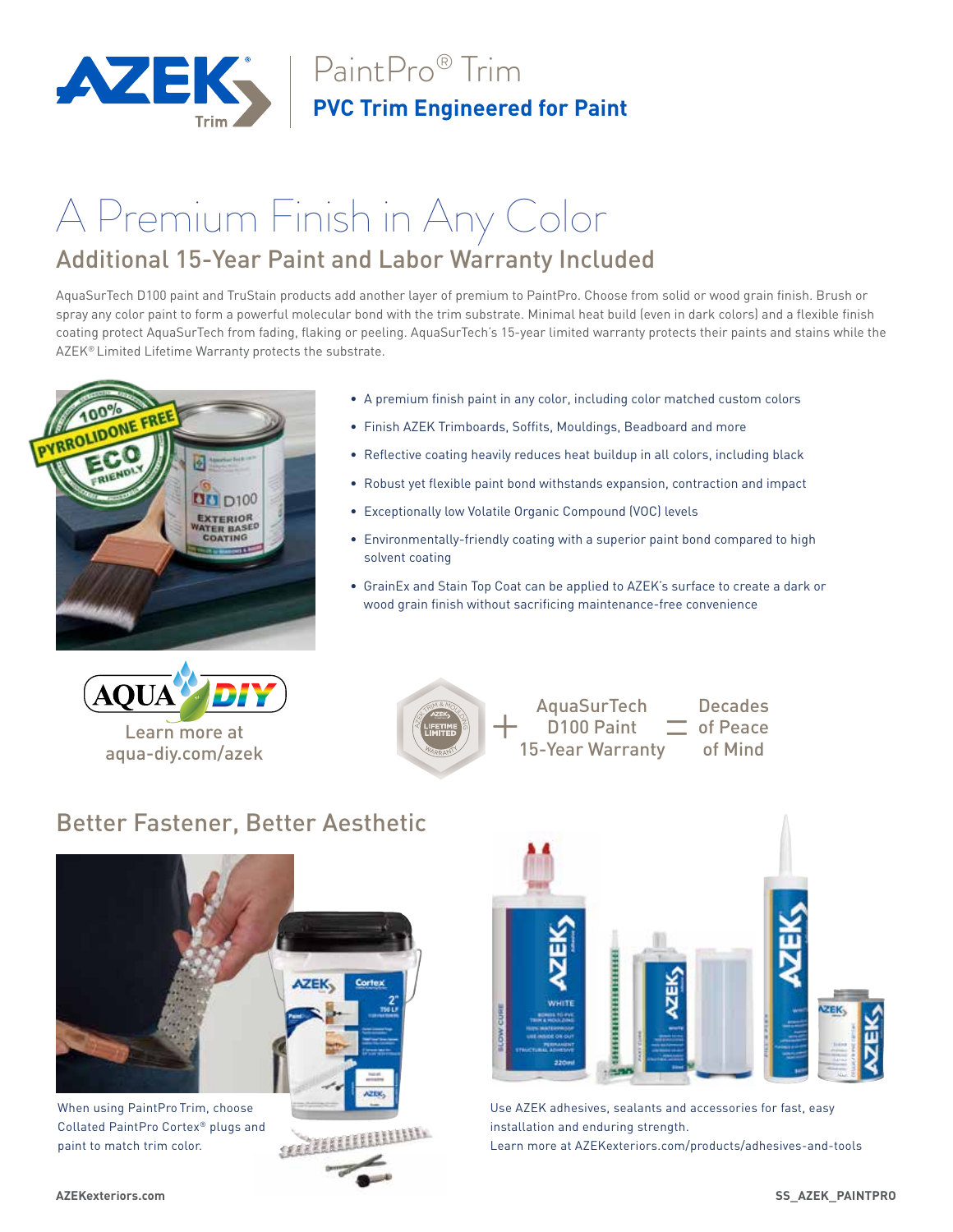# AZEK Trim PaintPro® Trim

**PVC Trim Engineered for Paint**

# A Premium Finish in Any Color

## Additional 15-Year Paint and Labor Warranty Included

AquaSurTech D100 paint and TruStain products add another layer of premium to PaintPro. Choose from solid or wood grain finish. Brush or spray any color paint to form a powerful molecular bond with the trim substrate. Minimal heat build (even in dark colors) and a flexible finish coating protect AquaSurTech from fading, flaking or peeling. AquaSurTech's 15-year limited warranty protects their paints and stains while the AZEK® Limited Lifetime Warranty protects the substrate.

- A premium finish paint in any color, including color matched custom colors
- Finish AZEK Trimboards, Soffits, Mouldings, Beadboard and more
- Reflective coating heavily reduces heat buildup in all colors, including black
- Robust yet flexible paint bond withstands expansion, contraction and impact
- Exceptionally low Volatile Organic Compound (VOC) levels
- Environmentally-friendly coating with a superior paint bond compared to high solvent coating
- GrainEx and Stain Top Coat can be applied to AZEK's surface to create a dark or wood grain finish without sacrificing maintenance-free convenience

Learn more at aqua-diy.com/azek

+ AquaSurTech D100 Paint 15-Year Warranty = Decades of Peace of Mind

## Better Fastener, Better Aesthetic

When using PaintPro Trim, choose Collated PaintPro Cortex® plugs and paint to match trim color.

Use AZEK adhesives, sealants and accessories for fast, easy installation and enduring strength.
Learn more at AZEKexteriors.com/products/adhesives-and-tools

AZEKexteriors.com

SS_AZEK_PAINTPRO